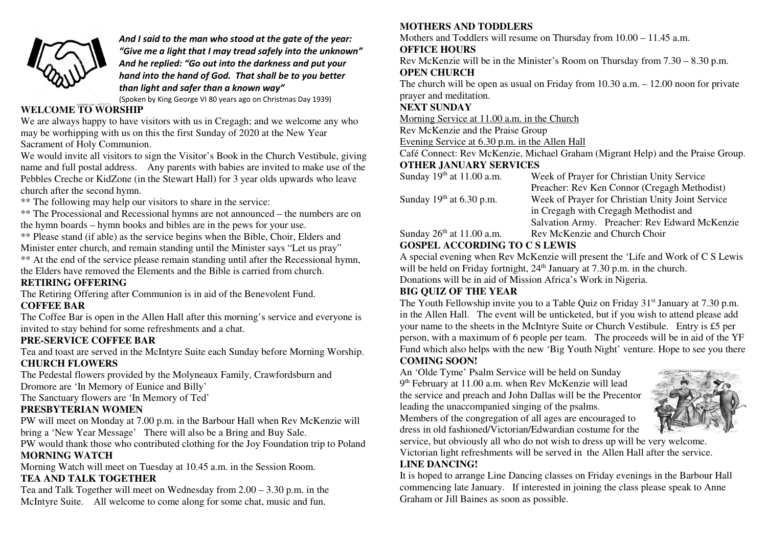*And I said to the man who stood at the gate of the year: "Give me a light that I may tread safely into the unknown" And he replied: "Go out into the darkness and put your hand into the hand of God. That shall be to you better than light and safer than a known way"*

(Spoken by King George VI 80 years ago on Christmas Day 1939)

## WELCOME TO WORSHIP

We are always happy to have visitors with us in Cregagh; and we welcome any who may be worhipping with us on this the first Sunday of 2020 at the New Year Sacrament of Holy Communion.

We would invite all visitors to sign the Visitor's Book in the Church Vestibule, giving name and full postal address. Any parents with babies are invited to make use of the Pebbles Creche or KidZone (in the Stewart Hall) for 3 year olds upwards who leave church after the second hymn.

** The following may help our visitors to share in the service:

** The Processional and Recessional hymns are not announced – the numbers are on the hymn boards – hymn books and bibles are in the pews for your use.

** Please stand (if able) as the service begins when the Bible, Choir, Elders and Minister enter church, and remain standing until the Minister says "Let us pray"

** At the end of the service please remain standing until after the Recessional hymn, the Elders have removed the Elements and the Bible is carried from church.

## RETIRING OFFERING

The Retiring Offering after Communion is in aid of the Benevolent Fund.

## COFFEE BAR

The Coffee Bar is open in the Allen Hall after this morning's service and everyone is invited to stay behind for some refreshments and a chat.

## PRE-SERVICE COFFEE BAR

Tea and toast are served in the McIntyre Suite each Sunday before Morning Worship.

## CHURCH FLOWERS

The Pedestal flowers provided by the Molyneaux Family, Crawfordsburn and Dromore are 'In Memory of Eunice and Billy'

The Sanctuary flowers are 'In Memory of Ted'

## PRESBYTERIAN WOMEN

PW will meet on Monday at 7.00 p.m. in the Barbour Hall when Rev McKenzie will bring a 'New Year Message' There will also be a Bring and Buy Sale.

PW would thank those who contributed clothing for the Joy Foundation trip to Poland

## MORNING WATCH

Morning Watch will meet on Tuesday at 10.45 a.m. in the Session Room.

## TEA AND TALK TOGETHER

Tea and Talk Together will meet on Wednesday from 2.00 – 3.30 p.m. in the McIntyre Suite. All welcome to come along for some chat, music and fun.

## MOTHERS AND TODDLERS

Mothers and Toddlers will resume on Thursday from 10.00 – 11.45 a.m.

## OFFICE HOURS

Rev McKenzie will be in the Minister's Room on Thursday from 7.30 – 8.30 p.m.

## OPEN CHURCH

The church will be open as usual on Friday from 10.30 a.m. – 12.00 noon for private prayer and meditation.

## NEXT SUNDAY

Morning Service at 11.00 a.m. in the Church

Rev McKenzie and the Praise Group

Evening Service at 6.30 p.m. in the Allen Hall

Café Connect: Rev McKenzie, Michael Graham (Migrant Help) and the Praise Group.

## OTHER JANUARY SERVICES

| | |
|---|---|
| Sunday 19th at 11.00 a.m. | Week of Prayer for Christian Unity Service Preacher: Rev Ken Connor (Cregagh Methodist) |
| Sunday 19th at 6.30 p.m. | Week of Prayer for Christian Unity Joint Service in Cregagh with Cregagh Methodist and Salvation Army. Preacher: Rev Edward McKenzie |
| Sunday 26th at 11.00 a.m. | Rev McKenzie and Church Choir |

## GOSPEL ACCORDING TO C S LEWIS

A special evening when Rev McKenzie will present the 'Life and Work of C S Lewis will be held on Friday fortnight, 24th January at 7.30 p.m. in the church.

Donations will be in aid of Mission Africa's Work in Nigeria.

## BIG QUIZ OF THE YEAR

The Youth Fellowship invite you to a Table Quiz on Friday 31st January at 7.30 p.m. in the Allen Hall. The event will be unticketed, but if you wish to attend please add your name to the sheets in the McIntyre Suite or Church Vestibule. Entry is £5 per person, with a maximum of 6 people per team. The proceeds will be in aid of the YF Fund which also helps with the new 'Big Youth Night' venture. Hope to see you there

## COMING SOON!

An 'Olde Tyme' Psalm Service will be held on Sunday 9th February at 11.00 a.m. when Rev McKenzie will lead the service and preach and John Dallas will be the Precentor leading the unaccompanied singing of the psalms. Members of the congregation of all ages are encouraged to dress in old fashioned/Victorian/Edwardian costume for the service, but obviously all who do not wish to dress up will be very welcome. Victorian light refreshments will be served in the Allen Hall after the service.

## LINE DANCING!

It is hoped to arrange Line Dancing classes on Friday evenings in the Barbour Hall commencing late January. If interested in joining the class please speak to Anne Graham or Jill Baines as soon as possible.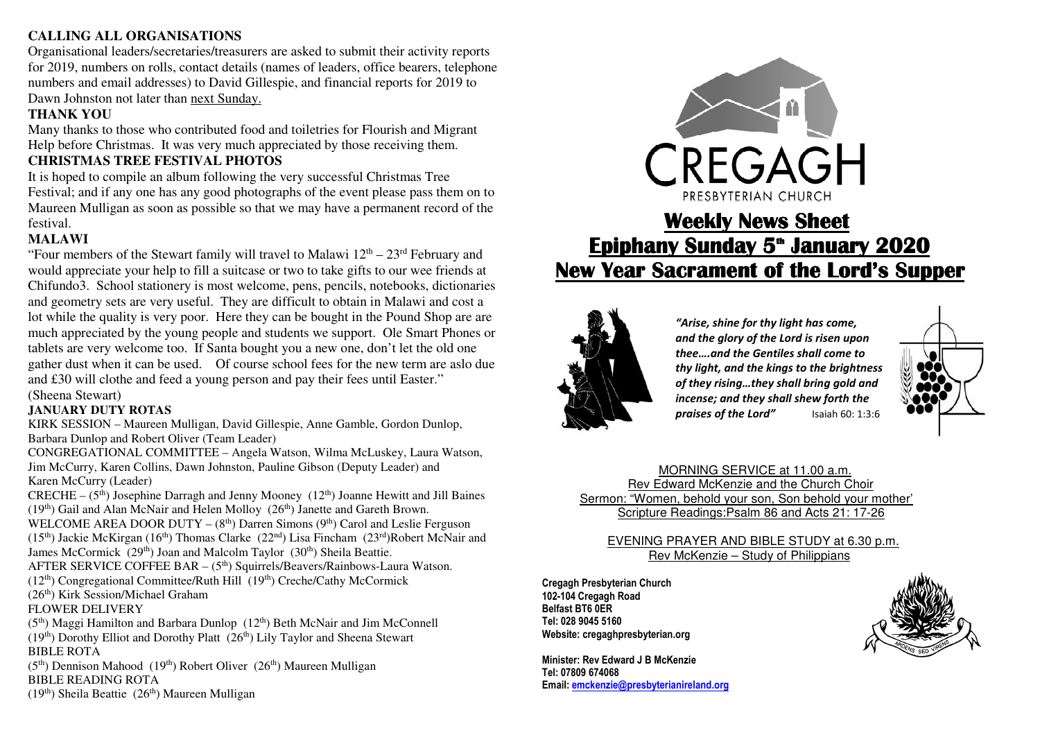**CALLING ALL ORGANISATIONS**

Organisational leaders/secretaries/treasurers are asked to submit their activity reports for 2019, numbers on rolls, contact details (names of leaders, office bearers, telephone numbers and email addresses) to David Gillespie, and financial reports for 2019 to Dawn Johnston not later than next Sunday.

**THANK YOU**

Many thanks to those who contributed food and toiletries for Flourish and Migrant Help before Christmas. It was very much appreciated by those receiving them.

**CHRISTMAS TREE FESTIVAL PHOTOS**

It is hoped to compile an album following the very successful Christmas Tree Festival; and if any one has any good photographs of the event please pass them on to Maureen Mulligan as soon as possible so that we may have a permanent record of the festival.

**MALAWI**

"Four members of the Stewart family will travel to Malawi 12th – 23rd February and would appreciate your help to fill a suitcase or two to take gifts to our wee friends at Chifundo3. School stationery is most welcome, pens, pencils, notebooks, dictionaries and geometry sets are very useful. They are difficult to obtain in Malawi and cost a lot while the quality is very poor. Here they can be bought in the Pound Shop are are much appreciated by the young people and students we support. Ole Smart Phones or tablets are very welcome too. If Santa bought you a new one, don't let the old one gather dust when it can be used. Of course school fees for the new term are aslo due and £30 will clothe and feed a young person and pay their fees until Easter." (Sheena Stewart)

**JANUARY DUTY ROTAS**

KIRK SESSION – Maureen Mulligan, David Gillespie, Anne Gamble, Gordon Dunlop, Barbara Dunlop and Robert Oliver (Team Leader)

CONGREGATIONAL COMMITTEE – Angela Watson, Wilma McLuskey, Laura Watson, Jim McCurry, Karen Collins, Dawn Johnston, Pauline Gibson (Deputy Leader) and Karen McCurry (Leader)

CRECHE – (5th) Josephine Darragh and Jenny Mooney (12th) Joanne Hewitt and Jill Baines (19th) Gail and Alan McNair and Helen Molloy (26th) Janette and Gareth Brown.

WELCOME AREA DOOR DUTY – (8th) Darren Simons (9th) Carol and Leslie Ferguson (15th) Jackie McKirgan (16th) Thomas Clarke (22nd) Lisa Fincham (23rd)Robert McNair and James McCormick (29th) Joan and Malcolm Taylor (30th) Sheila Beattie.

AFTER SERVICE COFFEE BAR – (5th) Squirrels/Beavers/Rainbows-Laura Watson. (12th) Congregational Committee/Ruth Hill (19th) Creche/Cathy McCormick (26th) Kirk Session/Michael Graham

FLOWER DELIVERY

(5th) Maggi Hamilton and Barbara Dunlop (12th) Beth McNair and Jim McConnell (19th) Dorothy Elliot and Dorothy Platt (26th) Lily Taylor and Sheena Stewart

BIBLE ROTA

(5th) Dennison Mahood (19th) Robert Oliver (26th) Maureen Mulligan

BIBLE READING ROTA

(19th) Sheila Beattie (26th) Maureen Mulligan

CREGAGH
PRESBYTERIAN CHURCH

# Weekly News Sheet
## Epiphany Sunday 5th January 2020
## New Year Sacrament of the Lord's Supper

*"Arise, shine for thy light has come, and the glory of the Lord is risen upon thee….and the Gentiles shall come to thy light, and the kings to the brightness of they rising…they shall bring gold and incense; and they shall shew forth the praises of the Lord"* Isaiah 60: 1:3:6

MORNING SERVICE at 11.00 a.m.
Rev Edward McKenzie and the Church Choir
Sermon: "Women, behold your son, Son behold your mother'
Scripture Readings:Psalm 86 and Acts 21: 17-26

EVENING PRAYER AND BIBLE STUDY at 6.30 p.m.
Rev McKenzie – Study of Philippians

**Cregagh Presbyterian Church**
**102-104 Cregagh Road**
**Belfast BT6 0ER**
**Tel: 028 9045 5160**
**Website: cregaghpresbyterian.org**

**Minister: Rev Edward J B McKenzie**
**Tel: 07809 674068**
**Email: emckenzie@presbyterianireland.org**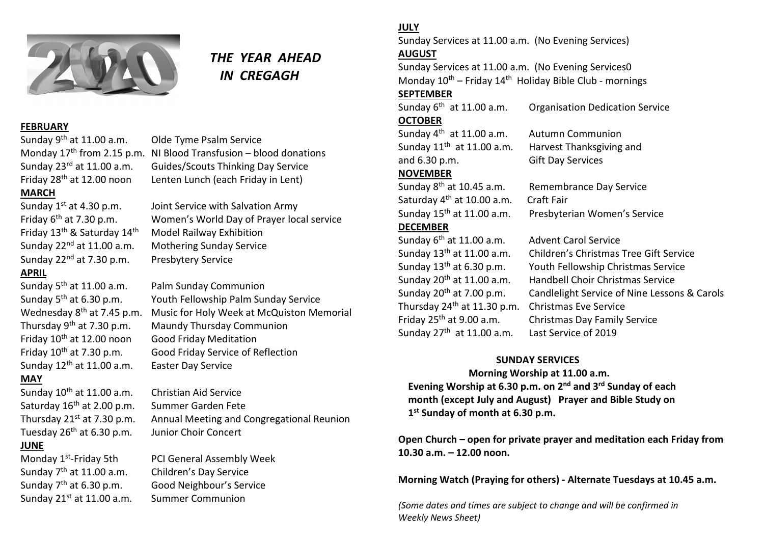# THE YEAR AHEAD IN CREGAGH

**FEBRUARY**

| | |
|---|---|
| Sunday 9th at 11.00 a.m. | Olde Tyme Psalm Service |
| Monday 17th from 2.15 p.m. | NI Blood Transfusion – blood donations |
| Sunday 23rd at 11.00 a.m. | Guides/Scouts Thinking Day Service |
| Friday 28th at 12.00 noon | Lenten Lunch (each Friday in Lent) |

**MARCH**

| | |
|---|---|
| Sunday 1st at 4.30 p.m. | Joint Service with Salvation Army |
| Friday 6th at 7.30 p.m. | Women's World Day of Prayer local service |
| Friday 13th & Saturday 14th | Model Railway Exhibition |
| Sunday 22nd at 11.00 a.m. | Mothering Sunday Service |
| Sunday 22nd at 7.30 p.m. | Presbytery Service |

**APRIL**

| | |
|---|---|
| Sunday 5th at 11.00 a.m. | Palm Sunday Communion |
| Sunday 5th at 6.30 p.m. | Youth Fellowship Palm Sunday Service |
| Wednesday 8th at 7.45 p.m. | Music for Holy Week at McQuiston Memorial |
| Thursday 9th at 7.30 p.m. | Maundy Thursday Communion |
| Friday 10th at 12.00 noon | Good Friday Meditation |
| Friday 10th at 7.30 p.m. | Good Friday Service of Reflection |
| Sunday 12th at 11.00 a.m. | Easter Day Service |

**MAY**

| | |
|---|---|
| Sunday 10th at 11.00 a.m. | Christian Aid Service |
| Saturday 16th at 2.00 p.m. | Summer Garden Fete |
| Thursday 21st at 7.30 p.m. | Annual Meeting and Congregational Reunion |
| Tuesday 26th at 6.30 p.m. | Junior Choir Concert |

**JUNE**

| | |
|---|---|
| Monday 1st-Friday 5th | PCI General Assembly Week |
| Sunday 7th at 11.00 a.m. | Children's Day Service |
| Sunday 7th at 6.30 p.m. | Good Neighbour's Service |
| Sunday 21st at 11.00 a.m. | Summer Communion |

**JULY**

Sunday Services at 11.00 a.m. (No Evening Services)

**AUGUST**

Sunday Services at 11.00 a.m. (No Evening Services0

Monday 10th – Friday 14th Holiday Bible Club - mornings

**SEPTEMBER**

| | |
|---|---|
| Sunday 6th at 11.00 a.m. | Organisation Dedication Service |

**OCTOBER**

| | |
|---|---|
| Sunday 4th at 11.00 a.m. | Autumn Communion |
| Sunday 11th at 11.00 a.m. and 6.30 p.m. | Harvest Thanksgiving and Gift Day Services |

**NOVEMBER**

| | |
|---|---|
| Sunday 8th at 10.45 a.m. | Remembrance Day Service |
| Saturday 4th at 10.00 a.m. | Craft Fair |
| Sunday 15th at 11.00 a.m. | Presbyterian Women's Service |

**DECEMBER**

| | |
|---|---|
| Sunday 6th at 11.00 a.m. | Advent Carol Service |
| Sunday 13th at 11.00 a.m. | Children's Christmas Tree Gift Service |
| Sunday 13th at 6.30 p.m. | Youth Fellowship Christmas Service |
| Sunday 20th at 11.00 a.m. | Handbell Choir Christmas Service |
| Sunday 20th at 7.00 p.m. | Candlelight Service of Nine Lessons & Carols |
| Thursday 24th at 11.30 p.m. | Christmas Eve Service |
| Friday 25th at 9.00 a.m. | Christmas Day Family Service |
| Sunday 27th at 11.00 a.m. | Last Service of 2019 |

**SUNDAY SERVICES**

**Morning Worship at 11.00 a.m.**

**Evening Worship at 6.30 p.m. on 2nd and 3rd Sunday of each month (except July and August) Prayer and Bible Study on 1st Sunday of month at 6.30 p.m.**

**Open Church – open for private prayer and meditation each Friday from 10.30 a.m. – 12.00 noon.**

**Morning Watch (Praying for others) - Alternate Tuesdays at 10.45 a.m.**

*(Some dates and times are subject to change and will be confirmed in Weekly News Sheet)*